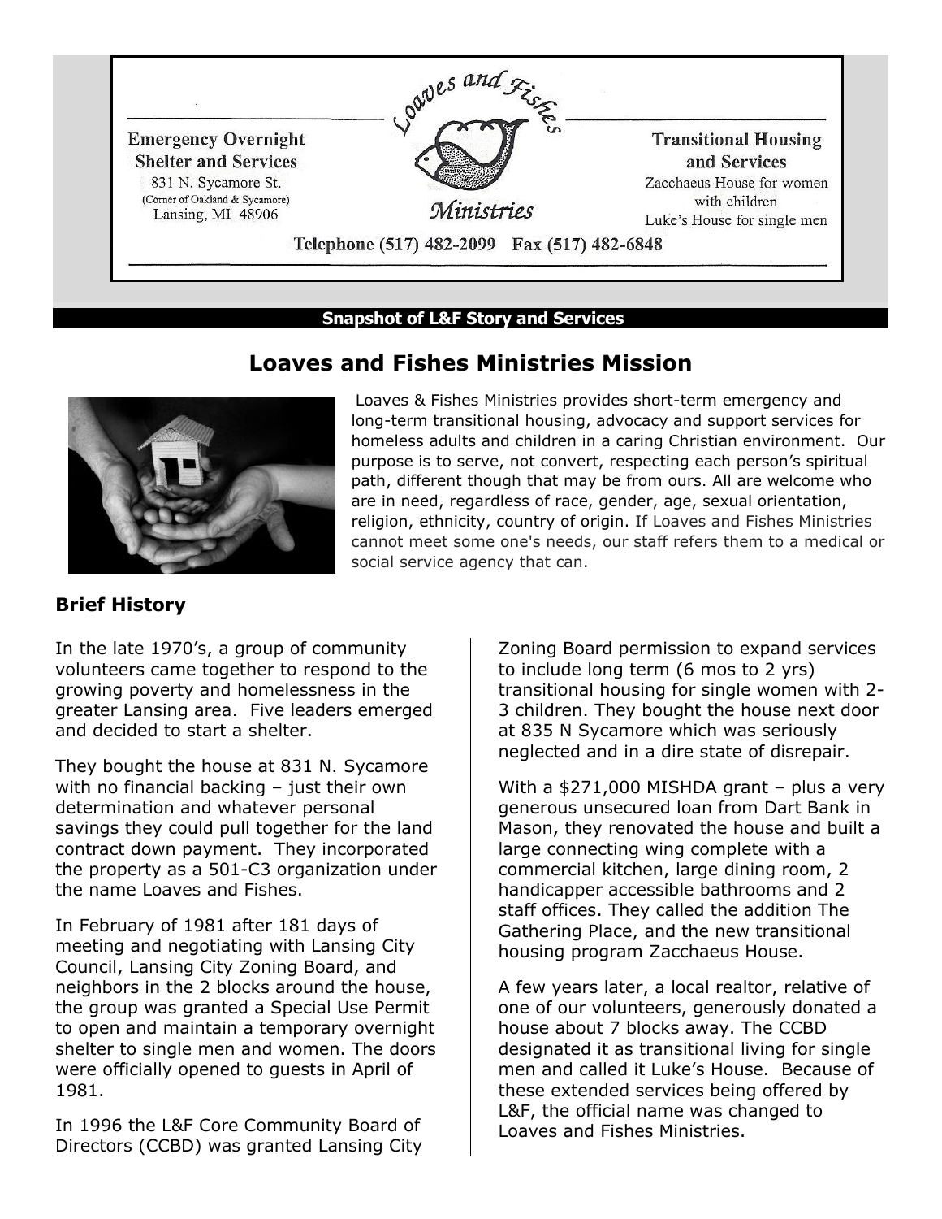**Emergency Overnight Shelter and Services**
831 N. Sycamore St.
(Corner of Oakland & Sycamore)
Lansing, MI 48906

**Loaves and Fishes Ministries**

**Transitional Housing and Services**
Zacchaeus House for women with children
Luke's House for single men

Telephone (517) 482-2099 Fax (517) 482-6848

**Snapshot of L&F Story and Services**

# Loaves and Fishes Ministries Mission

Loaves & Fishes Ministries provides short-term emergency and long-term transitional housing, advocacy and support services for homeless adults and children in a caring Christian environment. Our purpose is to serve, not convert, respecting each person's spiritual path, different though that may be from ours. All are welcome who are in need, regardless of race, gender, age, sexual orientation, religion, ethnicity, country of origin. If Loaves and Fishes Ministries cannot meet some one's needs, our staff refers them to a medical or social service agency that can.

## Brief History

In the late 1970's, a group of community volunteers came together to respond to the growing poverty and homelessness in the greater Lansing area. Five leaders emerged and decided to start a shelter.

They bought the house at 831 N. Sycamore with no financial backing – just their own determination and whatever personal savings they could pull together for the land contract down payment. They incorporated the property as a 501-C3 organization under the name Loaves and Fishes.

In February of 1981 after 181 days of meeting and negotiating with Lansing City Council, Lansing City Zoning Board, and neighbors in the 2 blocks around the house, the group was granted a Special Use Permit to open and maintain a temporary overnight shelter to single men and women. The doors were officially opened to guests in April of 1981.

In 1996 the L&F Core Community Board of Directors (CCBD) was granted Lansing City Zoning Board permission to expand services to include long term (6 mos to 2 yrs) transitional housing for single women with 2-3 children. They bought the house next door at 835 N Sycamore which was seriously neglected and in a dire state of disrepair.

With a $271,000 MISHDA grant – plus a very generous unsecured loan from Dart Bank in Mason, they renovated the house and built a large connecting wing complete with a commercial kitchen, large dining room, 2 handicapper accessible bathrooms and 2 staff offices. They called the addition The Gathering Place, and the new transitional housing program Zacchaeus House.

A few years later, a local realtor, relative of one of our volunteers, generously donated a house about 7 blocks away. The CCBD designated it as transitional living for single men and called it Luke's House. Because of these extended services being offered by L&F, the official name was changed to Loaves and Fishes Ministries.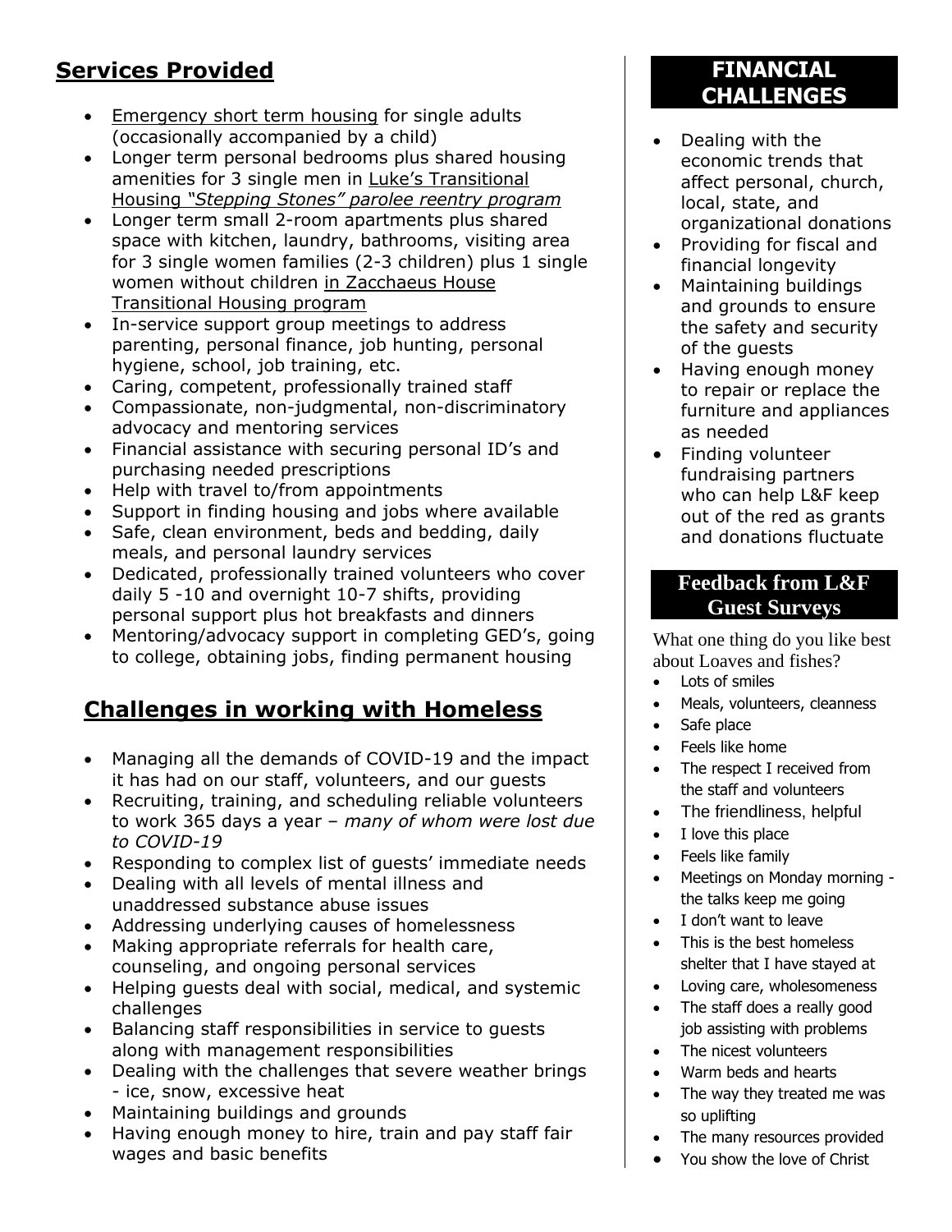## Services Provided

- Emergency short term housing for single adults (occasionally accompanied by a child)
- Longer term personal bedrooms plus shared housing amenities for 3 single men in Luke's Transitional Housing *"Stepping Stones" parolee reentry program*
- Longer term small 2-room apartments plus shared space with kitchen, laundry, bathrooms, visiting area for 3 single women families (2-3 children) plus 1 single women without children in Zacchaeus House Transitional Housing program
- In-service support group meetings to address parenting, personal finance, job hunting, personal hygiene, school, job training, etc.
- Caring, competent, professionally trained staff
- Compassionate, non-judgmental, non-discriminatory advocacy and mentoring services
- Financial assistance with securing personal ID's and purchasing needed prescriptions
- Help with travel to/from appointments
- Support in finding housing and jobs where available
- Safe, clean environment, beds and bedding, daily meals, and personal laundry services
- Dedicated, professionally trained volunteers who cover daily 5 -10 and overnight 10-7 shifts, providing personal support plus hot breakfasts and dinners
- Mentoring/advocacy support in completing GED's, going to college, obtaining jobs, finding permanent housing

## Challenges in working with Homeless

- Managing all the demands of COVID-19 and the impact it has had on our staff, volunteers, and our guests
- Recruiting, training, and scheduling reliable volunteers to work 365 days a year – *many of whom were lost due to COVID-19*
- Responding to complex list of guests' immediate needs
- Dealing with all levels of mental illness and unaddressed substance abuse issues
- Addressing underlying causes of homelessness
- Making appropriate referrals for health care, counseling, and ongoing personal services
- Helping guests deal with social, medical, and systemic challenges
- Balancing staff responsibilities in service to guests along with management responsibilities
- Dealing with the challenges that severe weather brings - ice, snow, excessive heat
- Maintaining buildings and grounds
- Having enough money to hire, train and pay staff fair wages and basic benefits

## FINANCIAL CHALLENGES

- Dealing with the economic trends that affect personal, church, local, state, and organizational donations
- Providing for fiscal and financial longevity
- Maintaining buildings and grounds to ensure the safety and security of the guests
- Having enough money to repair or replace the furniture and appliances as needed
- Finding volunteer fundraising partners who can help L&F keep out of the red as grants and donations fluctuate

## Feedback from L&F Guest Surveys

What one thing do you like best about Loaves and fishes?

- Lots of smiles
- Meals, volunteers, cleanness
- Safe place
- Feels like home
- The respect I received from the staff and volunteers
- The friendliness, helpful
- I love this place
- Feels like family
- Meetings on Monday morning - the talks keep me going
- I don't want to leave
- This is the best homeless shelter that I have stayed at
- Loving care, wholesomeness
- The staff does a really good job assisting with problems
- The nicest volunteers
- Warm beds and hearts
- The way they treated me was so uplifting
- The many resources provided
- You show the love of Christ